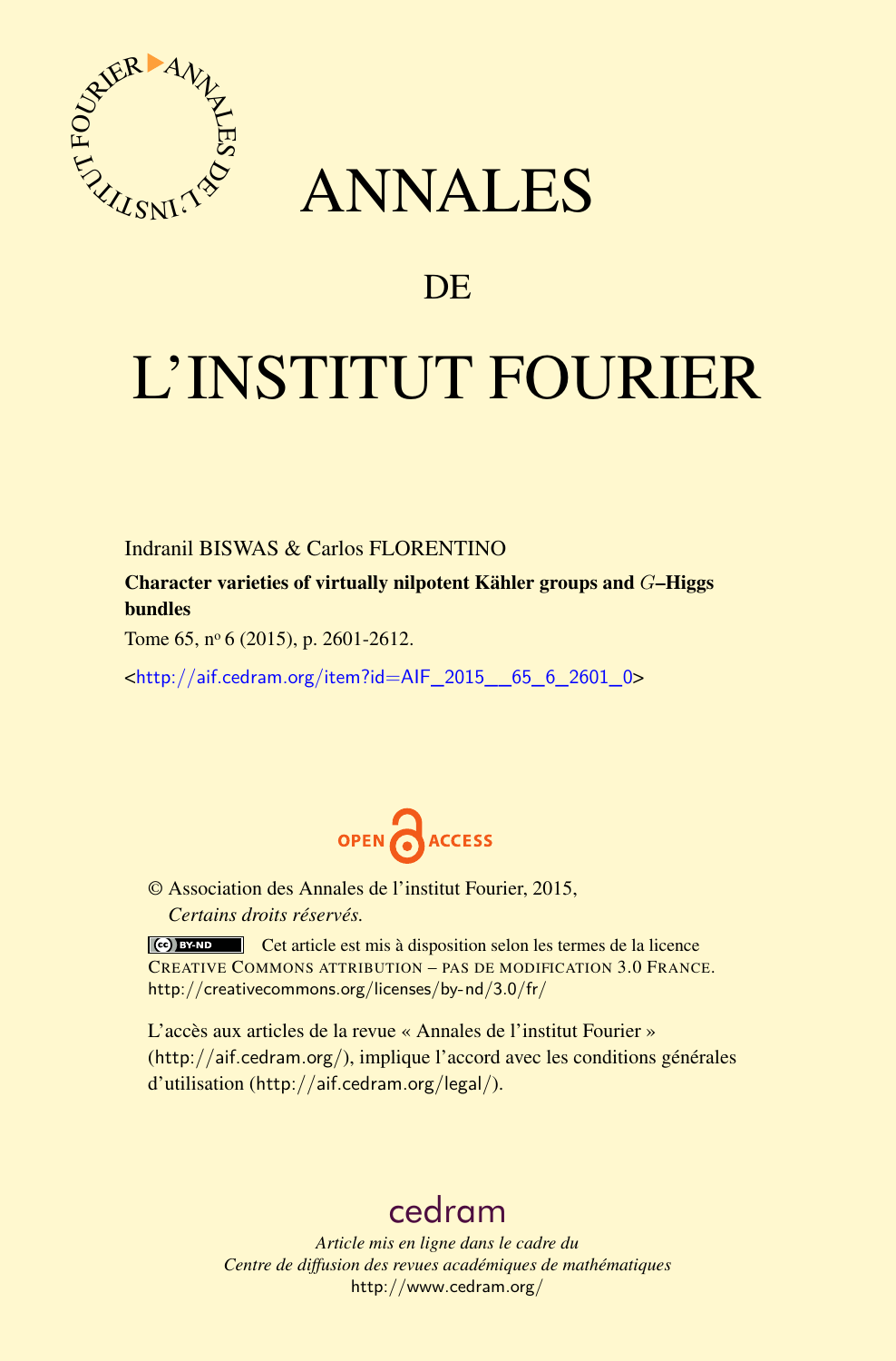# ANNALES

# DE

# L'INSTITUT FOURIER

Indranil BISWAS & Carlos FLORENTINO

**Character varieties of virtually nilpotent Kähler groups and $G$–Higgs bundles**

Tome 65, nº 6 (2015), p. 2601-2612.

<http://aif.cedram.org/item?id=AIF_2015__65_6_2601_0>

OPEN ACCESS

© Association des Annales de l'institut Fourier, 2015,
*Certains droits réservés.*

Cet article est mis à disposition selon les termes de la licence CREATIVE COMMONS ATTRIBUTION – PAS DE MODIFICATION 3.0 FRANCE.
http://creativecommons.org/licenses/by-nd/3.0/fr/

L'accès aux articles de la revue « Annales de l'institut Fourier » (http://aif.cedram.org/), implique l'accord avec les conditions générales d'utilisation (http://aif.cedram.org/legal/).

cedram

*Article mis en ligne dans le cadre du*
*Centre de diffusion des revues académiques de mathématiques*
http://www.cedram.org/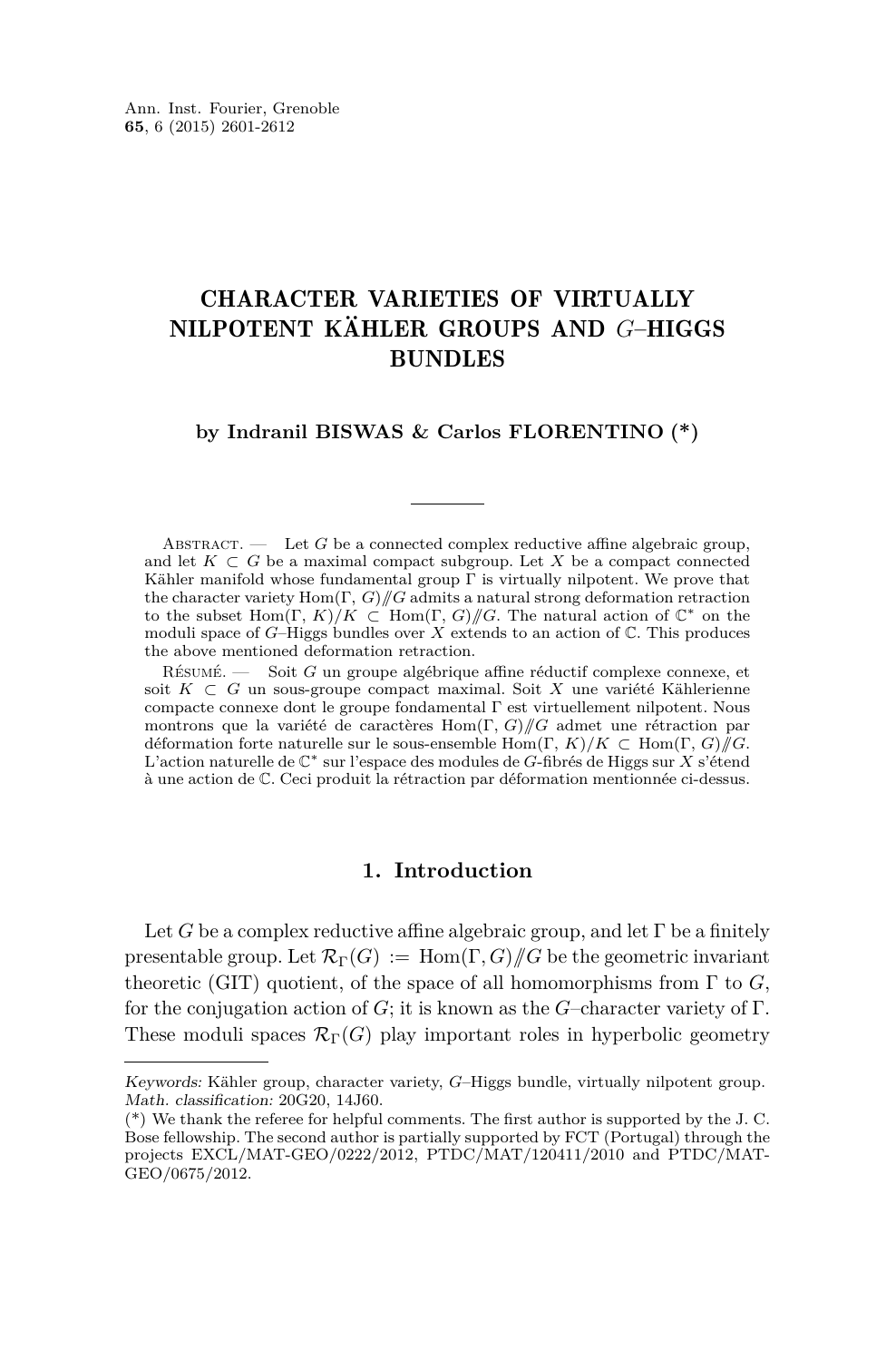# CHARACTER VARIETIES OF VIRTUALLY NILPOTENT KÄHLER GROUPS AND $G$–HIGGS BUNDLES

**by Indranil BISWAS & Carlos FLORENTINO (\*)**

Abstract. — Let $G$ be a connected complex reductive affine algebraic group, and let $K \subset G$ be a maximal compact subgroup. Let $X$ be a compact connected Kähler manifold whose fundamental group $\Gamma$ is virtually nilpotent. We prove that the character variety $\mathrm{Hom}(\Gamma, G)/\!\!/G$ admits a natural strong deformation retraction to the subset $\mathrm{Hom}(\Gamma, K)/K \subset \mathrm{Hom}(\Gamma, G)/\!\!/G$. The natural action of $\mathbb{C}^*$ on the moduli space of $G$–Higgs bundles over $X$ extends to an action of $\mathbb{C}$. This produces the above mentioned deformation retraction.

Résumé. — Soit $G$ un groupe algébrique affine réductif complexe connexe, et soit $K \subset G$ un sous-groupe compact maximal. Soit $X$ une variété Kählerienne compacte connexe dont le groupe fondamental $\Gamma$ est virtuellement nilpotent. Nous montrons que la variété de caractères $\mathrm{Hom}(\Gamma, G)/\!\!/G$ admet une rétraction par déformation forte naturelle sur le sous-ensemble $\mathrm{Hom}(\Gamma, K)/K \subset \mathrm{Hom}(\Gamma, G)/\!\!/G$. L'action naturelle de $\mathbb{C}^*$ sur l'espace des modules de $G$-fibrés de Higgs sur $X$ s'étend à une action de $\mathbb{C}$. Ceci produit la rétraction par déformation mentionnée ci-dessus.

## 1. Introduction

Let $G$ be a complex reductive affine algebraic group, and let $\Gamma$ be a finitely presentable group. Let $\mathcal{R}_\Gamma(G) := \mathrm{Hom}(\Gamma, G)/\!\!/G$ be the geometric invariant theoretic (GIT) quotient, of the space of all homomorphisms from $\Gamma$ to $G$, for the conjugation action of $G$; it is known as the $G$–character variety of $\Gamma$. These moduli spaces $\mathcal{R}_\Gamma(G)$ play important roles in hyperbolic geometry

---

*Keywords:* Kähler group, character variety, $G$–Higgs bundle, virtually nilpotent group.
*Math. classification:* 20G20, 14J60.
(\*) We thank the referee for helpful comments. The first author is supported by the J. C. Bose fellowship. The second author is partially supported by FCT (Portugal) through the projects EXCL/MAT-GEO/0222/2012, PTDC/MAT/120411/2010 and PTDC/MAT-GEO/0675/2012.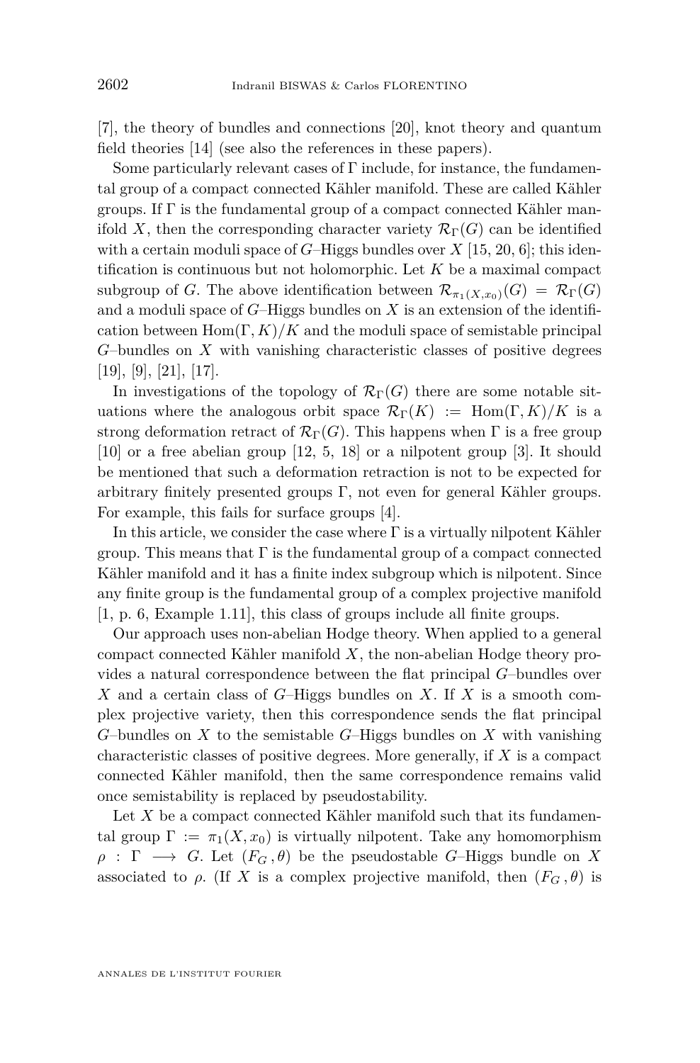[7], the theory of bundles and connections [20], knot theory and quantum field theories [14] (see also the references in these papers).

Some particularly relevant cases of $\Gamma$ include, for instance, the fundamental group of a compact connected Kähler manifold. These are called Kähler groups. If $\Gamma$ is the fundamental group of a compact connected Kähler manifold $X$, then the corresponding character variety $\mathcal{R}_\Gamma(G)$ can be identified with a certain moduli space of $G$–Higgs bundles over $X$ [15, 20, 6]; this identification is continuous but not holomorphic. Let $K$ be a maximal compact subgroup of $G$. The above identification between $\mathcal{R}_{\pi_1(X,x_0)}(G) = \mathcal{R}_\Gamma(G)$ and a moduli space of $G$–Higgs bundles on $X$ is an extension of the identification between $\mathrm{Hom}(\Gamma, K)/K$ and the moduli space of semistable principal $G$–bundles on $X$ with vanishing characteristic classes of positive degrees [19], [9], [21], [17].

In investigations of the topology of $\mathcal{R}_\Gamma(G)$ there are some notable situations where the analogous orbit space $\mathcal{R}_\Gamma(K) := \mathrm{Hom}(\Gamma, K)/K$ is a strong deformation retract of $\mathcal{R}_\Gamma(G)$. This happens when $\Gamma$ is a free group [10] or a free abelian group [12, 5, 18] or a nilpotent group [3]. It should be mentioned that such a deformation retraction is not to be expected for arbitrary finitely presented groups $\Gamma$, not even for general Kähler groups. For example, this fails for surface groups [4].

In this article, we consider the case where $\Gamma$ is a virtually nilpotent Kähler group. This means that $\Gamma$ is the fundamental group of a compact connected Kähler manifold and it has a finite index subgroup which is nilpotent. Since any finite group is the fundamental group of a complex projective manifold [1, p. 6, Example 1.11], this class of groups include all finite groups.

Our approach uses non-abelian Hodge theory. When applied to a general compact connected Kähler manifold $X$, the non-abelian Hodge theory provides a natural correspondence between the flat principal $G$–bundles over $X$ and a certain class of $G$–Higgs bundles on $X$. If $X$ is a smooth complex projective variety, then this correspondence sends the flat principal $G$–bundles on $X$ to the semistable $G$–Higgs bundles on $X$ with vanishing characteristic classes of positive degrees. More generally, if $X$ is a compact connected Kähler manifold, then the same correspondence remains valid once semistability is replaced by pseudostability.

Let $X$ be a compact connected Kähler manifold such that its fundamental group $\Gamma := \pi_1(X, x_0)$ is virtually nilpotent. Take any homomorphism $\rho : \Gamma \longrightarrow G$. Let $(F_G, \theta)$ be the pseudostable $G$–Higgs bundle on $X$ associated to $\rho$. (If $X$ is a complex projective manifold, then $(F_G, \theta)$ is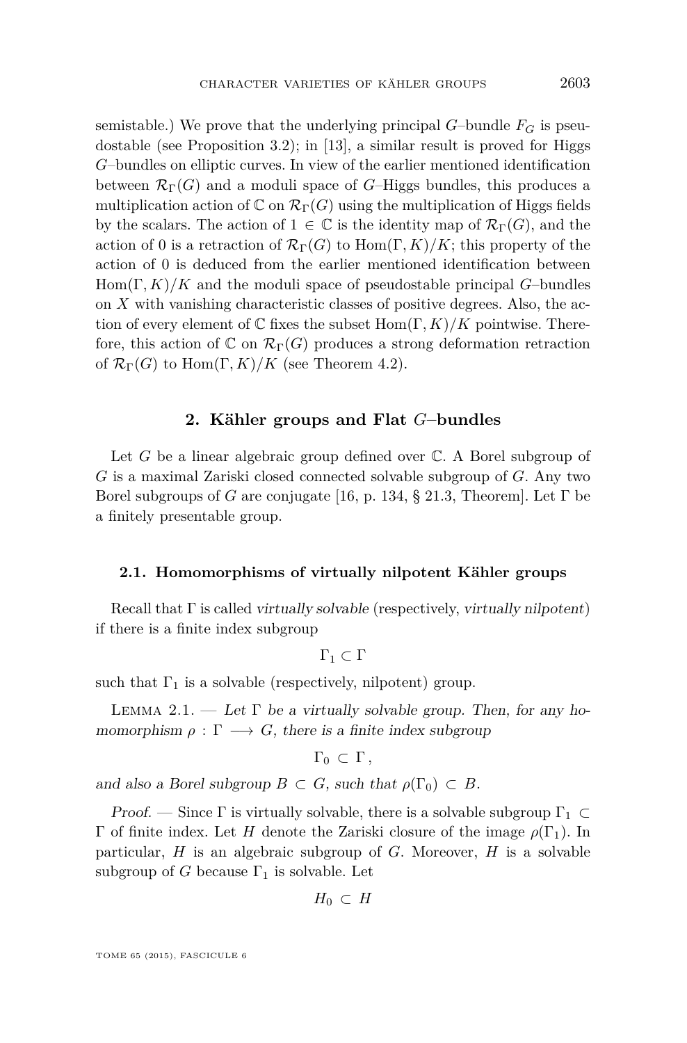semistable.) We prove that the underlying principal $G$–bundle $F_G$ is pseudostable (see Proposition 3.2); in [13], a similar result is proved for Higgs $G$–bundles on elliptic curves. In view of the earlier mentioned identification between $\mathcal{R}_\Gamma(G)$ and a moduli space of $G$–Higgs bundles, this produces a multiplication action of $\mathbb{C}$ on $\mathcal{R}_\Gamma(G)$ using the multiplication of Higgs fields by the scalars. The action of $1 \in \mathbb{C}$ is the identity map of $\mathcal{R}_\Gamma(G)$, and the action of 0 is a retraction of $\mathcal{R}_\Gamma(G)$ to $\mathrm{Hom}(\Gamma, K)/K$; this property of the action of 0 is deduced from the earlier mentioned identification between $\mathrm{Hom}(\Gamma, K)/K$ and the moduli space of pseudostable principal $G$–bundles on $X$ with vanishing characteristic classes of positive degrees. Also, the action of every element of $\mathbb{C}$ fixes the subset $\mathrm{Hom}(\Gamma, K)/K$ pointwise. Therefore, this action of $\mathbb{C}$ on $\mathcal{R}_\Gamma(G)$ produces a strong deformation retraction of $\mathcal{R}_\Gamma(G)$ to $\mathrm{Hom}(\Gamma, K)/K$ (see Theorem 4.2).

## 2. Kähler groups and Flat $G$–bundles

Let $G$ be a linear algebraic group defined over $\mathbb{C}$. A Borel subgroup of $G$ is a maximal Zariski closed connected solvable subgroup of $G$. Any two Borel subgroups of $G$ are conjugate [16, p. 134, § 21.3, Theorem]. Let $\Gamma$ be a finitely presentable group.

### 2.1. Homomorphisms of virtually nilpotent Kähler groups

Recall that $\Gamma$ is called *virtually solvable* (respectively, *virtually nilpotent*) if there is a finite index subgroup

$$\Gamma_1 \subset \Gamma$$

such that $\Gamma_1$ is a solvable (respectively, nilpotent) group.

Lemma 2.1. — *Let $\Gamma$ be a virtually solvable group. Then, for any homomorphism $\rho : \Gamma \longrightarrow G$, there is a finite index subgroup*

$$\Gamma_0 \subset \Gamma,$$

*and also a Borel subgroup $B \subset G$, such that $\rho(\Gamma_0) \subset B$.*

*Proof.* — Since $\Gamma$ is virtually solvable, there is a solvable subgroup $\Gamma_1 \subset \Gamma$ of finite index. Let $H$ denote the Zariski closure of the image $\rho(\Gamma_1)$. In particular, $H$ is an algebraic subgroup of $G$. Moreover, $H$ is a solvable subgroup of $G$ because $\Gamma_1$ is solvable. Let

$$H_0 \subset H$$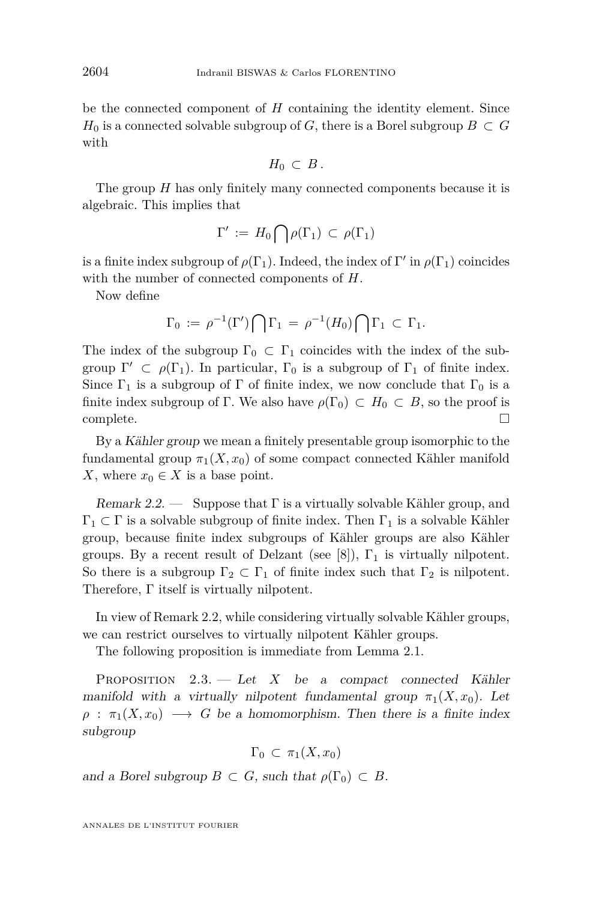be the connected component of $H$ containing the identity element. Since $H_0$ is a connected solvable subgroup of $G$, there is a Borel subgroup $B \subset G$ with

$$H_0 \subset B\,.$$

The group $H$ has only finitely many connected components because it is algebraic. This implies that

$$\Gamma' := H_0 \bigcap \rho(\Gamma_1) \subset \rho(\Gamma_1)$$

is a finite index subgroup of $\rho(\Gamma_1)$. Indeed, the index of $\Gamma'$ in $\rho(\Gamma_1)$ coincides with the number of connected components of $H$.

Now define

$$\Gamma_0 := \rho^{-1}(\Gamma') \bigcap \Gamma_1 = \rho^{-1}(H_0) \bigcap \Gamma_1 \subset \Gamma_1.$$

The index of the subgroup $\Gamma_0 \subset \Gamma_1$ coincides with the index of the subgroup $\Gamma' \subset \rho(\Gamma_1)$. In particular, $\Gamma_0$ is a subgroup of $\Gamma_1$ of finite index. Since $\Gamma_1$ is a subgroup of $\Gamma$ of finite index, we now conclude that $\Gamma_0$ is a finite index subgroup of $\Gamma$. We also have $\rho(\Gamma_0) \subset H_0 \subset B$, so the proof is complete. □

By a *Kähler group* we mean a finitely presentable group isomorphic to the fundamental group $\pi_1(X, x_0)$ of some compact connected Kähler manifold $X$, where $x_0 \in X$ is a base point.

*Remark 2.2.* — Suppose that $\Gamma$ is a virtually solvable Kähler group, and $\Gamma_1 \subset \Gamma$ is a solvable subgroup of finite index. Then $\Gamma_1$ is a solvable Kähler group, because finite index subgroups of Kähler groups are also Kähler groups. By a recent result of Delzant (see [8]), $\Gamma_1$ is virtually nilpotent. So there is a subgroup $\Gamma_2 \subset \Gamma_1$ of finite index such that $\Gamma_2$ is nilpotent. Therefore, $\Gamma$ itself is virtually nilpotent.

In view of Remark 2.2, while considering virtually solvable Kähler groups, we can restrict ourselves to virtually nilpotent Kähler groups.

The following proposition is immediate from Lemma 2.1.

Proposition 2.3. — *Let $X$ be a compact connected Kähler manifold with a virtually nilpotent fundamental group $\pi_1(X, x_0)$. Let $\rho : \pi_1(X, x_0) \longrightarrow G$ be a homomorphism. Then there is a finite index subgroup*

$$\Gamma_0 \subset \pi_1(X, x_0)$$

*and a Borel subgroup $B \subset G$, such that $\rho(\Gamma_0) \subset B$.*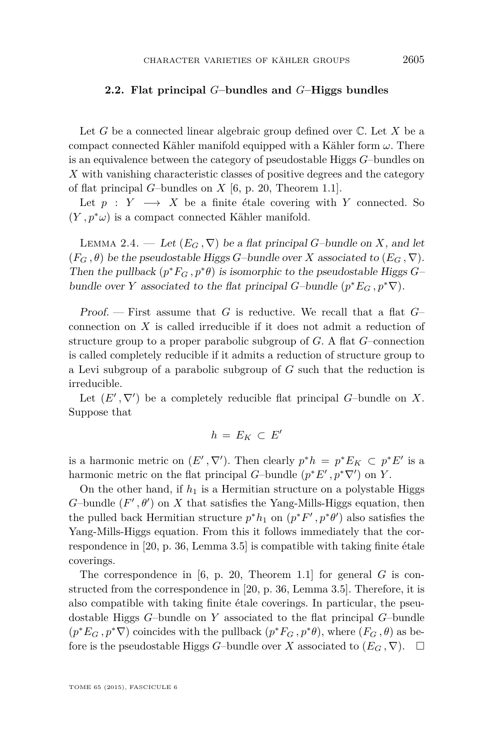### 2.2. Flat principal $G$–bundles and $G$–Higgs bundles

Let $G$ be a connected linear algebraic group defined over $\mathbb{C}$. Let $X$ be a compact connected Kähler manifold equipped with a Kähler form $\omega$. There is an equivalence between the category of pseudostable Higgs $G$–bundles on $X$ with vanishing characteristic classes of positive degrees and the category of flat principal $G$–bundles on $X$ [6, p. 20, Theorem 1.1].

Let $p : Y \longrightarrow X$ be a finite étale covering with $Y$ connected. So $(Y, p^*\omega)$ is a compact connected Kähler manifold.

Lemma 2.4. — *Let $(E_G, \nabla)$ be a flat principal $G$–bundle on $X$, and let $(F_G, \theta)$ be the pseudostable Higgs $G$–bundle over $X$ associated to $(E_G, \nabla)$. Then the pullback $(p^*F_G, p^*\theta)$ is isomorphic to the pseudostable Higgs $G$–bundle over $Y$ associated to the flat principal $G$–bundle $(p^*E_G, p^*\nabla)$.*

*Proof.* — First assume that $G$ is reductive. We recall that a flat $G$–connection on $X$ is called irreducible if it does not admit a reduction of structure group to a proper parabolic subgroup of $G$. A flat $G$–connection is called completely reducible if it admits a reduction of structure group to a Levi subgroup of a parabolic subgroup of $G$ such that the reduction is irreducible.

Let $(E', \nabla')$ be a completely reducible flat principal $G$–bundle on $X$. Suppose that

$$h = E_K \subset E'$$

is a harmonic metric on $(E', \nabla')$. Then clearly $p^*h = p^*E_K \subset p^*E'$ is a harmonic metric on the flat principal $G$–bundle $(p^*E', p^*\nabla')$ on $Y$.

On the other hand, if $h_1$ is a Hermitian structure on a polystable Higgs $G$–bundle $(F', \theta')$ on $X$ that satisfies the Yang-Mills-Higgs equation, then the pulled back Hermitian structure $p^*h_1$ on $(p^*F', p^*\theta')$ also satisfies the Yang-Mills-Higgs equation. From this it follows immediately that the correspondence in [20, p. 36, Lemma 3.5] is compatible with taking finite étale coverings.

The correspondence in [6, p. 20, Theorem 1.1] for general $G$ is constructed from the correspondence in [20, p. 36, Lemma 3.5]. Therefore, it is also compatible with taking finite étale coverings. In particular, the pseudostable Higgs $G$–bundle on $Y$ associated to the flat principal $G$–bundle $(p^*E_G, p^*\nabla)$ coincides with the pullback $(p^*F_G, p^*\theta)$, where $(F_G, \theta)$ as before is the pseudostable Higgs $G$–bundle over $X$ associated to $(E_G, \nabla)$. $\square$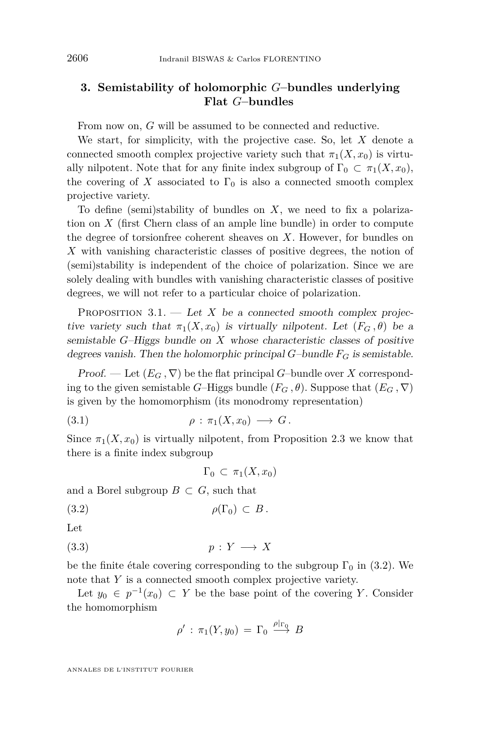## 3. Semistability of holomorphic $G$–bundles underlying Flat $G$–bundles

From now on, $G$ will be assumed to be connected and reductive.

We start, for simplicity, with the projective case. So, let $X$ denote a connected smooth complex projective variety such that $\pi_1(X, x_0)$ is virtually nilpotent. Note that for any finite index subgroup of $\Gamma_0 \subset \pi_1(X, x_0)$, the covering of $X$ associated to $\Gamma_0$ is also a connected smooth complex projective variety.

To define (semi)stability of bundles on $X$, we need to fix a polarization on $X$ (first Chern class of an ample line bundle) in order to compute the degree of torsionfree coherent sheaves on $X$. However, for bundles on $X$ with vanishing characteristic classes of positive degrees, the notion of (semi)stability is independent of the choice of polarization. Since we are solely dealing with bundles with vanishing characteristic classes of positive degrees, we will not refer to a particular choice of polarization.

Proposition 3.1. — *Let $X$ be a connected smooth complex projective variety such that $\pi_1(X, x_0)$ is virtually nilpotent. Let $(F_G\,, \theta)$ be a semistable $G$–Higgs bundle on $X$ whose characteristic classes of positive degrees vanish. Then the holomorphic principal $G$–bundle $F_G$ is semistable.*

*Proof.* — Let $(E_G\,, \nabla)$ be the flat principal $G$–bundle over $X$ corresponding to the given semistable $G$–Higgs bundle $(F_G\,, \theta)$. Suppose that $(E_G\,, \nabla)$ is given by the homomorphism (its monodromy representation)

$$\rho \,:\, \pi_1(X, x_0) \longrightarrow G\,. \tag{3.1}$$

Since $\pi_1(X, x_0)$ is virtually nilpotent, from Proposition 2.3 we know that there is a finite index subgroup

$$\Gamma_0 \,\subset\, \pi_1(X, x_0)$$

and a Borel subgroup $B \,\subset\, G$, such that

$$\rho(\Gamma_0) \,\subset\, B\,. \tag{3.2}$$

Let

$$p \,:\, Y \longrightarrow X \tag{3.3}$$

be the finite étale covering corresponding to the subgroup $\Gamma_0$ in (3.2). We note that $Y$ is a connected smooth complex projective variety.

Let $y_0 \,\in\, p^{-1}(x_0) \,\subset\, Y$ be the base point of the covering $Y$. Consider the homomorphism

$$\rho' \,:\, \pi_1(Y, y_0) \,=\, \Gamma_0 \stackrel{\rho|_{\Gamma_0}}{\longrightarrow} B$$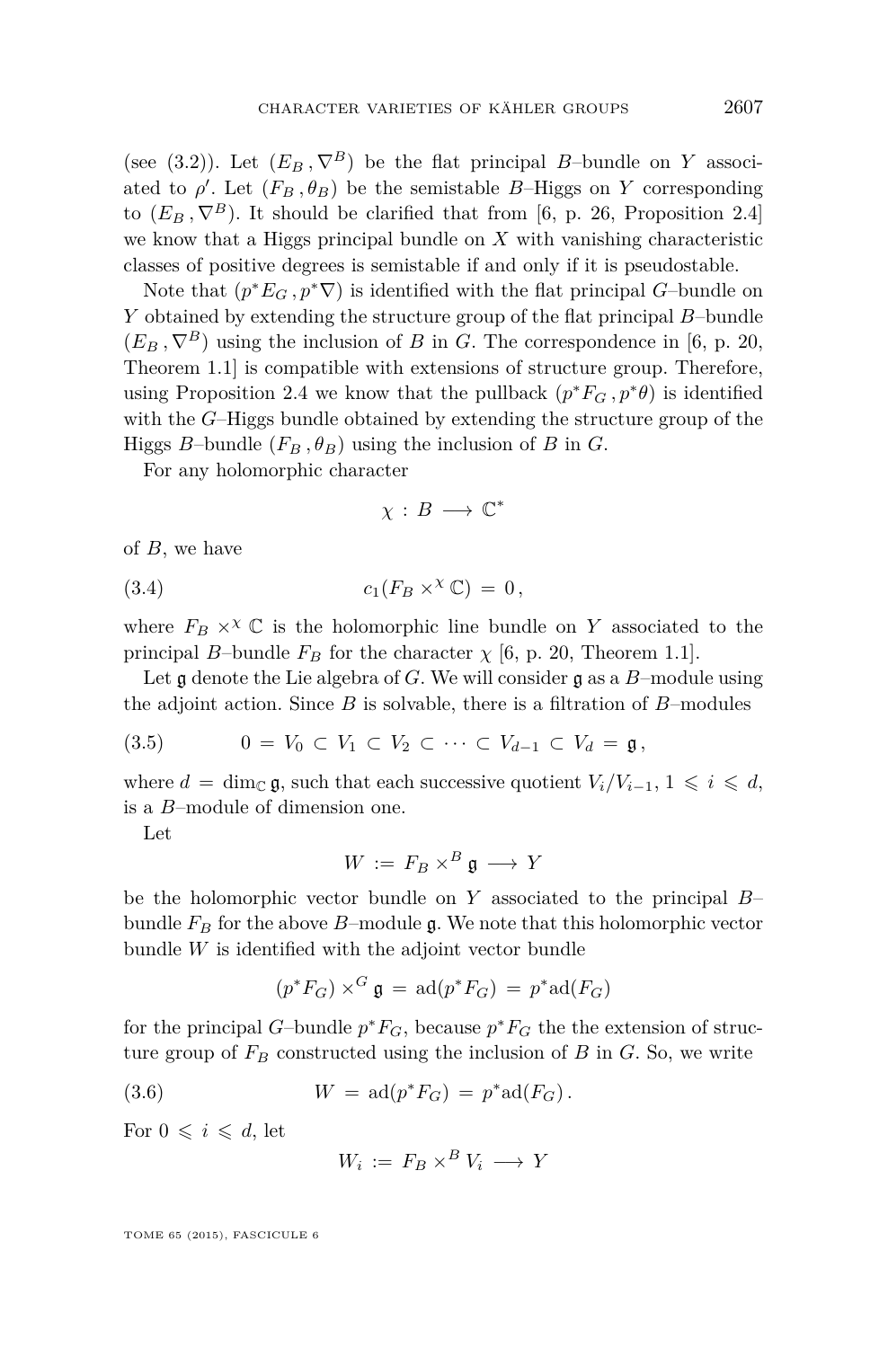(see (3.2)). Let $(E_B, \nabla^B)$ be the flat principal $B$–bundle on $Y$ associated to $\rho'$. Let $(F_B, \theta_B)$ be the semistable $B$–Higgs on $Y$ corresponding to $(E_B, \nabla^B)$. It should be clarified that from [6, p. 26, Proposition 2.4] we know that a Higgs principal bundle on $X$ with vanishing characteristic classes of positive degrees is semistable if and only if it is pseudostable.

Note that $(p^*E_G, p^*\nabla)$ is identified with the flat principal $G$–bundle on $Y$ obtained by extending the structure group of the flat principal $B$–bundle $(E_B, \nabla^B)$ using the inclusion of $B$ in $G$. The correspondence in [6, p. 20, Theorem 1.1] is compatible with extensions of structure group. Therefore, using Proposition 2.4 we know that the pullback $(p^*F_G, p^*\theta)$ is identified with the $G$–Higgs bundle obtained by extending the structure group of the Higgs $B$–bundle $(F_B, \theta_B)$ using the inclusion of $B$ in $G$.

For any holomorphic character

$$\chi : B \longrightarrow \mathbb{C}^*$$

of $B$, we have

$$c_1(F_B \times^\chi \mathbb{C}) = 0\,, \tag{3.4}$$

where $F_B \times^\chi \mathbb{C}$ is the holomorphic line bundle on $Y$ associated to the principal $B$–bundle $F_B$ for the character $\chi$ [6, p. 20, Theorem 1.1].

Let $\mathfrak{g}$ denote the Lie algebra of $G$. We will consider $\mathfrak{g}$ as a $B$–module using the adjoint action. Since $B$ is solvable, there is a filtration of $B$–modules

$$0 = V_0 \subset V_1 \subset V_2 \subset \cdots \subset V_{d-1} \subset V_d = \mathfrak{g}\,, \tag{3.5}$$

where $d = \dim_{\mathbb{C}} \mathfrak{g}$, such that each successive quotient $V_i/V_{i-1}$, $1 \leqslant i \leqslant d$, is a $B$–module of dimension one.

Let

$$W := F_B \times^B \mathfrak{g} \longrightarrow Y$$

be the holomorphic vector bundle on $Y$ associated to the principal $B$–bundle $F_B$ for the above $B$–module $\mathfrak{g}$. We note that this holomorphic vector bundle $W$ is identified with the adjoint vector bundle

$$(p^*F_G) \times^G \mathfrak{g} = \mathrm{ad}(p^*F_G) = p^*\mathrm{ad}(F_G)$$

for the principal $G$–bundle $p^*F_G$, because $p^*F_G$ the the extension of structure group of $F_B$ constructed using the inclusion of $B$ in $G$. So, we write

$$W = \mathrm{ad}(p^*F_G) = p^*\mathrm{ad}(F_G)\,. \tag{3.6}$$

For $0 \leqslant i \leqslant d$, let

$$W_i := F_B \times^B V_i \longrightarrow Y$$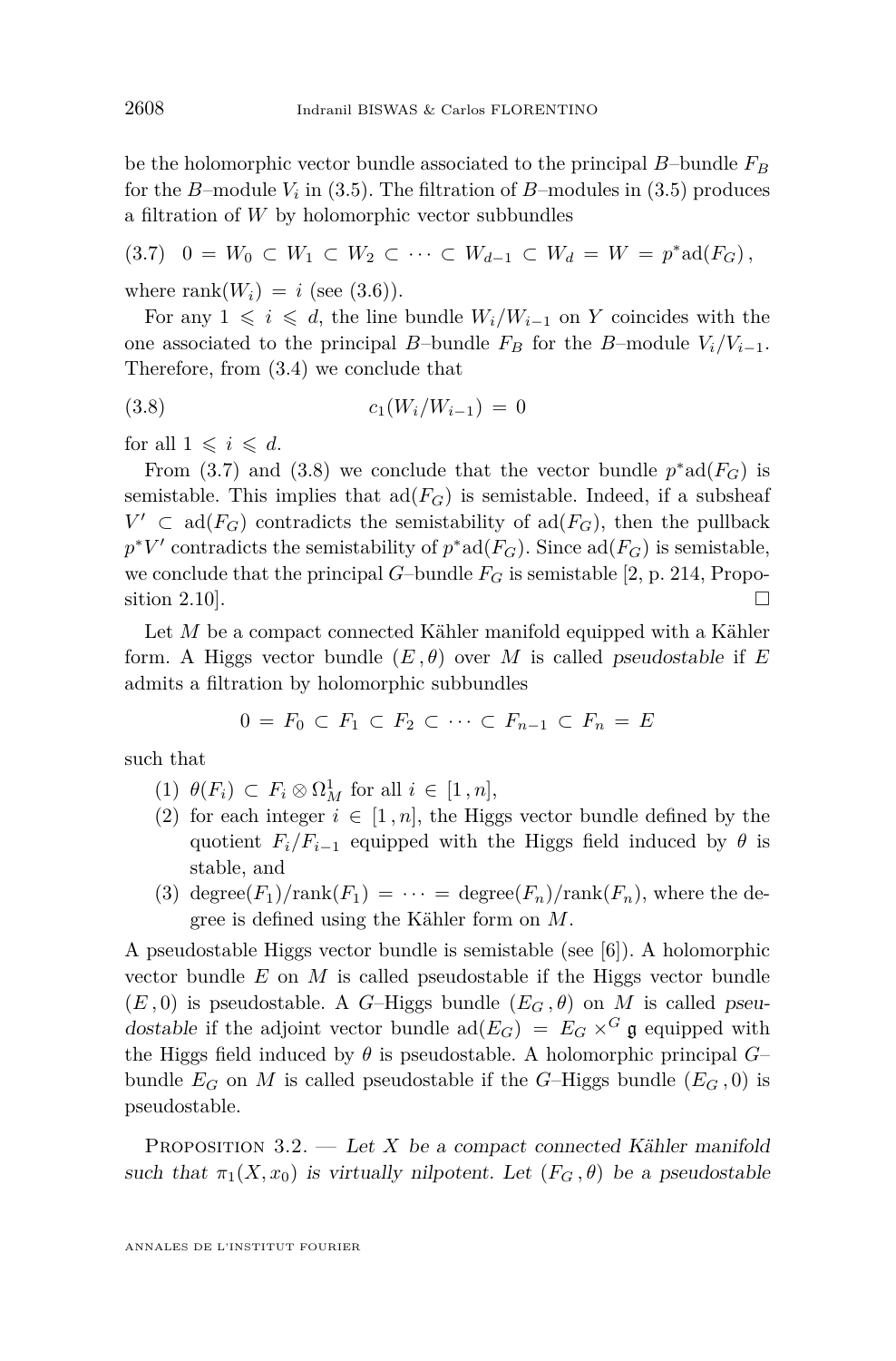be the holomorphic vector bundle associated to the principal $B$–bundle $F_B$ for the $B$–module $V_i$ in (3.5). The filtration of $B$–modules in (3.5) produces a filtration of $W$ by holomorphic vector subbundles

$$0 = W_0 \subset W_1 \subset W_2 \subset \cdots \subset W_{d-1} \subset W_d = W = p^*\mathrm{ad}(F_G)\,, \tag{3.7}$$

where $\mathrm{rank}(W_i) = i$ (see (3.6)).

For any $1 \leqslant i \leqslant d$, the line bundle $W_i/W_{i-1}$ on $Y$ coincides with the one associated to the principal $B$–bundle $F_B$ for the $B$–module $V_i/V_{i-1}$. Therefore, from (3.4) we conclude that

$$c_1(W_i/W_{i-1}) = 0 \tag{3.8}$$

for all $1 \leqslant i \leqslant d$.

From (3.7) and (3.8) we conclude that the vector bundle $p^*\mathrm{ad}(F_G)$ is semistable. This implies that $\mathrm{ad}(F_G)$ is semistable. Indeed, if a subsheaf $V' \subset \mathrm{ad}(F_G)$ contradicts the semistability of $\mathrm{ad}(F_G)$, then the pullback $p^*V'$ contradicts the semistability of $p^*\mathrm{ad}(F_G)$. Since $\mathrm{ad}(F_G)$ is semistable, we conclude that the principal $G$–bundle $F_G$ is semistable [2, p. 214, Proposition 2.10]. □

Let $M$ be a compact connected Kähler manifold equipped with a Kähler form. A Higgs vector bundle $(E\,,\theta)$ over $M$ is called *pseudostable* if $E$ admits a filtration by holomorphic subbundles

$$0 = F_0 \subset F_1 \subset F_2 \subset \cdots \subset F_{n-1} \subset F_n = E$$

such that

1. $\theta(F_i) \subset F_i \otimes \Omega^1_M$ for all $i \in [1\,,n]$,
2. for each integer $i \in [1\,,n]$, the Higgs vector bundle defined by the quotient $F_i/F_{i-1}$ equipped with the Higgs field induced by $\theta$ is stable, and
3. $\mathrm{degree}(F_1)/\mathrm{rank}(F_1) = \cdots = \mathrm{degree}(F_n)/\mathrm{rank}(F_n)$, where the degree is defined using the Kähler form on $M$.

A pseudostable Higgs vector bundle is semistable (see [6]). A holomorphic vector bundle $E$ on $M$ is called pseudostable if the Higgs vector bundle $(E\,,0)$ is pseudostable. A $G$–Higgs bundle $(E_G\,,\theta)$ on $M$ is called *pseudostable* if the adjoint vector bundle $\mathrm{ad}(E_G) = E_G \times^G \mathfrak{g}$ equipped with the Higgs field induced by $\theta$ is pseudostable. A holomorphic principal $G$–bundle $E_G$ on $M$ is called pseudostable if the $G$–Higgs bundle $(E_G\,,0)$ is pseudostable.

Proposition 3.2. — *Let $X$ be a compact connected Kähler manifold such that $\pi_1(X, x_0)$ is virtually nilpotent. Let $(F_G\,,\theta)$ be a pseudostable*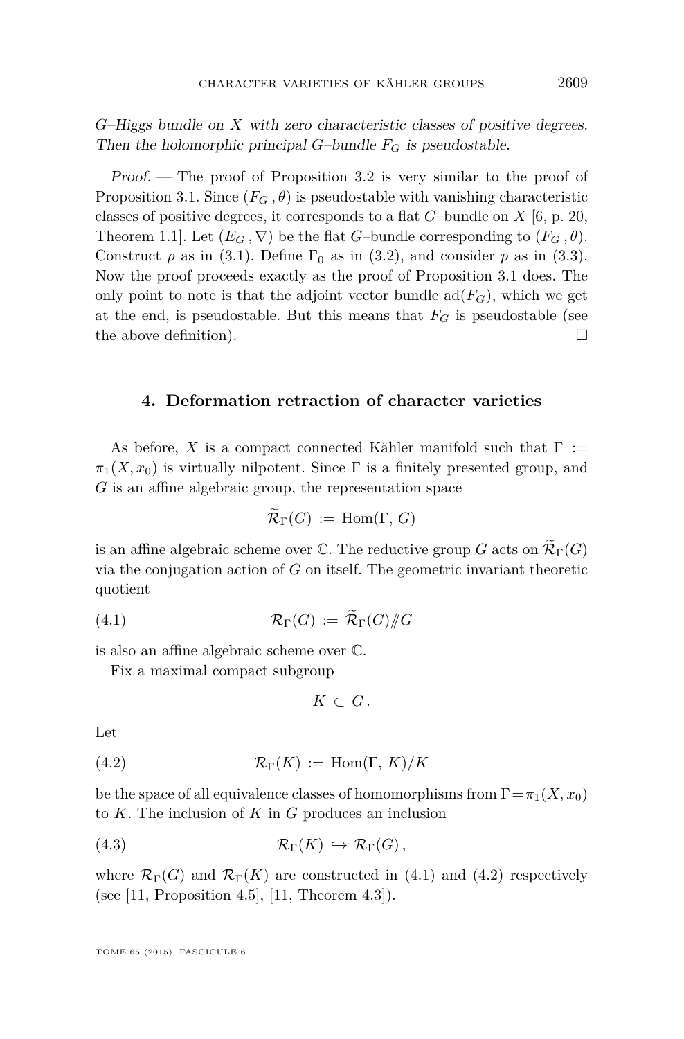*$G$–Higgs bundle on $X$ with zero characteristic classes of positive degrees. Then the holomorphic principal $G$–bundle $F_G$ is pseudostable.*

*Proof.* — The proof of Proposition 3.2 is very similar to the proof of Proposition 3.1. Since $(F_G\,,\theta)$ is pseudostable with vanishing characteristic classes of positive degrees, it corresponds to a flat $G$–bundle on $X$ [6, p. 20, Theorem 1.1]. Let $(E_G\,,\nabla)$ be the flat $G$–bundle corresponding to $(F_G\,,\theta)$. Construct $\rho$ as in (3.1). Define $\Gamma_0$ as in (3.2), and consider $p$ as in (3.3). Now the proof proceeds exactly as the proof of Proposition 3.1 does. The only point to note is that the adjoint vector bundle $\mathrm{ad}(F_G)$, which we get at the end, is pseudostable. But this means that $F_G$ is pseudostable (see the above definition). □

## 4. Deformation retraction of character varieties

As before, $X$ is a compact connected Kähler manifold such that $\Gamma := \pi_1(X, x_0)$ is virtually nilpotent. Since $\Gamma$ is a finitely presented group, and $G$ is an affine algebraic group, the representation space

$$\widetilde{\mathcal{R}}_\Gamma(G) := \mathrm{Hom}(\Gamma,\, G)$$

is an affine algebraic scheme over $\mathbb{C}$. The reductive group $G$ acts on $\widetilde{\mathcal{R}}_\Gamma(G)$ via the conjugation action of $G$ on itself. The geometric invariant theoretic quotient

$$\mathcal{R}_\Gamma(G) := \widetilde{\mathcal{R}}_\Gamma(G)/\!\!/G \tag{4.1}$$

is also an affine algebraic scheme over $\mathbb{C}$.

Fix a maximal compact subgroup

$$K \subset G\,.$$

Let

$$\mathcal{R}_\Gamma(K) := \mathrm{Hom}(\Gamma,\, K)/K \tag{4.2}$$

be the space of all equivalence classes of homomorphisms from $\Gamma = \pi_1(X, x_0)$ to $K$. The inclusion of $K$ in $G$ produces an inclusion

$$\mathcal{R}_\Gamma(K) \hookrightarrow \mathcal{R}_\Gamma(G)\,, \tag{4.3}$$

where $\mathcal{R}_\Gamma(G)$ and $\mathcal{R}_\Gamma(K)$ are constructed in (4.1) and (4.2) respectively (see [11, Proposition 4.5], [11, Theorem 4.3]).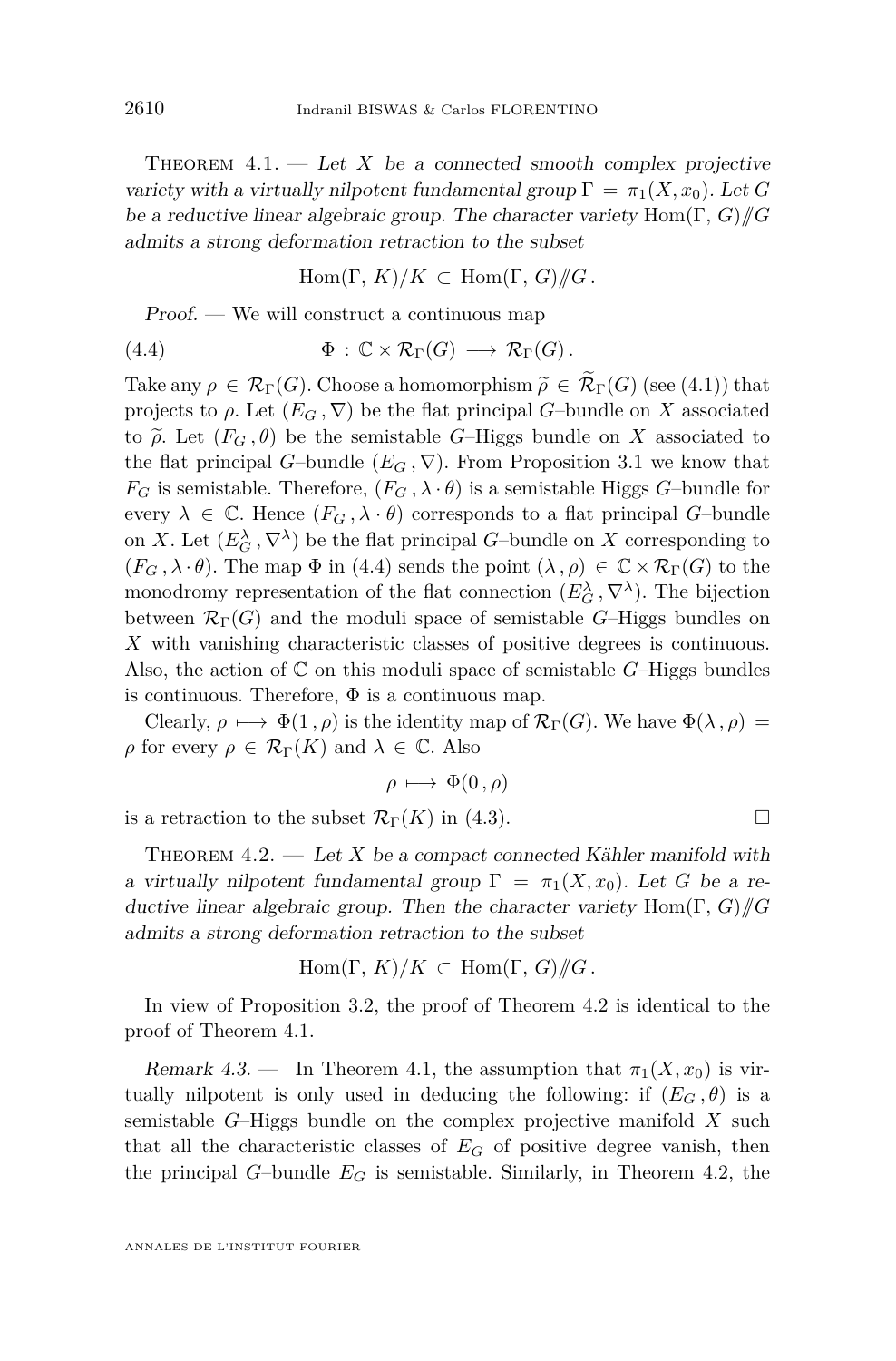Theorem 4.1. — *Let $X$ be a connected smooth complex projective variety with a virtually nilpotent fundamental group $\Gamma = \pi_1(X, x_0)$. Let $G$ be a reductive linear algebraic group. The character variety $\mathrm{Hom}(\Gamma, G)/\!\!/G$ admits a strong deformation retraction to the subset*

$$\mathrm{Hom}(\Gamma, K)/K \subset \mathrm{Hom}(\Gamma, G)/\!\!/G\,.$$

*Proof.* — We will construct a continuous map

$$\Phi : \mathbb{C} \times \mathcal{R}_\Gamma(G) \longrightarrow \mathcal{R}_\Gamma(G)\,. \tag{4.4}$$

Take any $\rho \in \mathcal{R}_\Gamma(G)$. Choose a homomorphism $\widetilde{\rho} \in \widetilde{\mathcal{R}}_\Gamma(G)$ (see (4.1)) that projects to $\rho$. Let $(E_G\,, \nabla)$ be the flat principal $G$–bundle on $X$ associated to $\widetilde{\rho}$. Let $(F_G\,, \theta)$ be the semistable $G$–Higgs bundle on $X$ associated to the flat principal $G$–bundle $(E_G\,, \nabla)$. From Proposition 3.1 we know that $F_G$ is semistable. Therefore, $(F_G\,, \lambda \cdot \theta)$ is a semistable Higgs $G$–bundle for every $\lambda \in \mathbb{C}$. Hence $(F_G\,, \lambda \cdot \theta)$ corresponds to a flat principal $G$–bundle on $X$. Let $(E_G^\lambda\,, \nabla^\lambda)$ be the flat principal $G$–bundle on $X$ corresponding to $(F_G\,, \lambda \cdot \theta)$. The map $\Phi$ in (4.4) sends the point $(\lambda\,, \rho) \in \mathbb{C} \times \mathcal{R}_\Gamma(G)$ to the monodromy representation of the flat connection $(E_G^\lambda\,, \nabla^\lambda)$. The bijection between $\mathcal{R}_\Gamma(G)$ and the moduli space of semistable $G$–Higgs bundles on $X$ with vanishing characteristic classes of positive degrees is continuous. Also, the action of $\mathbb{C}$ on this moduli space of semistable $G$–Higgs bundles is continuous. Therefore, $\Phi$ is a continuous map.

Clearly, $\rho \longmapsto \Phi(1\,, \rho)$ is the identity map of $\mathcal{R}_\Gamma(G)$. We have $\Phi(\lambda\,, \rho) = \rho$ for every $\rho \in \mathcal{R}_\Gamma(K)$ and $\lambda \in \mathbb{C}$. Also

$$\rho \longmapsto \Phi(0\,, \rho)$$

is a retraction to the subset $\mathcal{R}_\Gamma(K)$ in (4.3). □

Theorem 4.2. — *Let $X$ be a compact connected Kähler manifold with a virtually nilpotent fundamental group $\Gamma = \pi_1(X, x_0)$. Let $G$ be a reductive linear algebraic group. Then the character variety $\mathrm{Hom}(\Gamma, G)/\!\!/G$ admits a strong deformation retraction to the subset*

$$\mathrm{Hom}(\Gamma, K)/K \subset \mathrm{Hom}(\Gamma, G)/\!\!/G\,.$$

In view of Proposition 3.2, the proof of Theorem 4.2 is identical to the proof of Theorem 4.1.

*Remark 4.3.* — In Theorem 4.1, the assumption that $\pi_1(X, x_0)$ is virtually nilpotent is only used in deducing the following: if $(E_G\,, \theta)$ is a semistable $G$–Higgs bundle on the complex projective manifold $X$ such that all the characteristic classes of $E_G$ of positive degree vanish, then the principal $G$–bundle $E_G$ is semistable. Similarly, in Theorem 4.2, the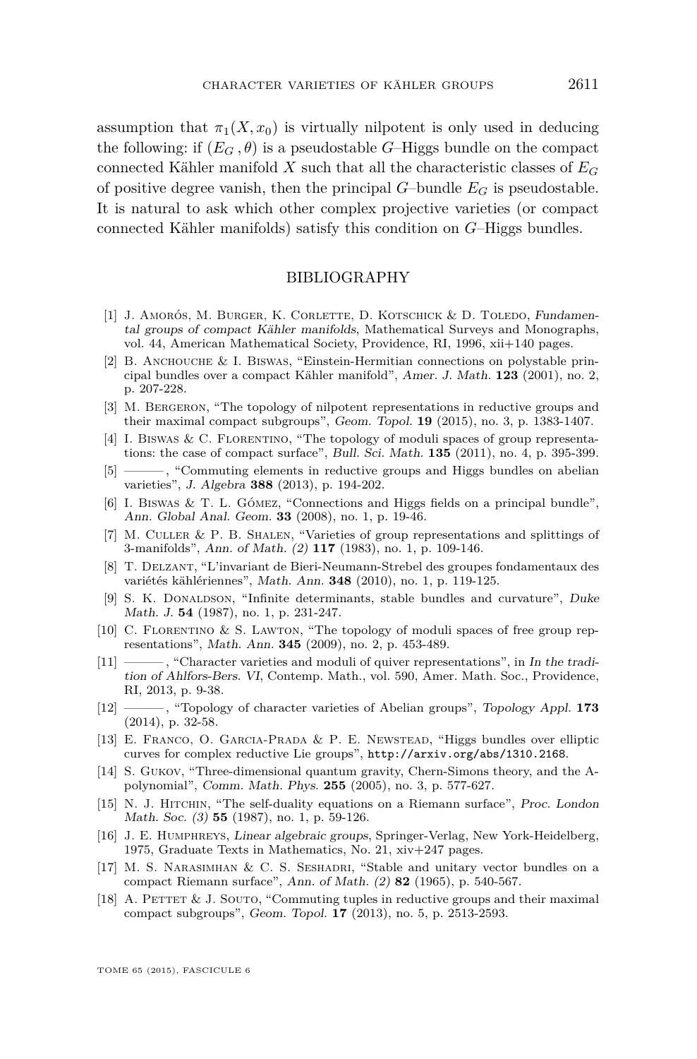assumption that $\pi_1(X, x_0)$ is virtually nilpotent is only used in deducing the following: if $(E_G, \theta)$ is a pseudostable $G$–Higgs bundle on the compact connected Kähler manifold $X$ such that all the characteristic classes of $E_G$ of positive degree vanish, then the principal $G$–bundle $E_G$ is pseudostable. It is natural to ask which other complex projective varieties (or compact connected Kähler manifolds) satisfy this condition on $G$–Higgs bundles.

## BIBLIOGRAPHY

[1] J. Amorós, M. Burger, K. Corlette, D. Kotschick & D. Toledo, *Fundamental groups of compact Kähler manifolds*, Mathematical Surveys and Monographs, vol. 44, American Mathematical Society, Providence, RI, 1996, xii+140 pages.

[2] B. Anchouche & I. Biswas, "Einstein-Hermitian connections on polystable principal bundles over a compact Kähler manifold", *Amer. J. Math.* **123** (2001), no. 2, p. 207-228.

[3] M. Bergeron, "The topology of nilpotent representations in reductive groups and their maximal compact subgroups", *Geom. Topol.* **19** (2015), no. 3, p. 1383-1407.

[4] I. Biswas & C. Florentino, "The topology of moduli spaces of group representations: the case of compact surface", *Bull. Sci. Math.* **135** (2011), no. 4, p. 395-399.

[5] ———, "Commuting elements in reductive groups and Higgs bundles on abelian varieties", *J. Algebra* **388** (2013), p. 194-202.

[6] I. Biswas & T. L. Gómez, "Connections and Higgs fields on a principal bundle", *Ann. Global Anal. Geom.* **33** (2008), no. 1, p. 19-46.

[7] M. Culler & P. B. Shalen, "Varieties of group representations and splittings of 3-manifolds", *Ann. of Math. (2)* **117** (1983), no. 1, p. 109-146.

[8] T. Delzant, "L'invariant de Bieri-Neumann-Strebel des groupes fondamentaux des variétés kählériennes", *Math. Ann.* **348** (2010), no. 1, p. 119-125.

[9] S. K. Donaldson, "Infinite determinants, stable bundles and curvature", *Duke Math. J.* **54** (1987), no. 1, p. 231-247.

[10] C. Florentino & S. Lawton, "The topology of moduli spaces of free group representations", *Math. Ann.* **345** (2009), no. 2, p. 453-489.

[11] ———, "Character varieties and moduli of quiver representations", in *In the tradition of Ahlfors-Bers. VI*, Contemp. Math., vol. 590, Amer. Math. Soc., Providence, RI, 2013, p. 9-38.

[12] ———, "Topology of character varieties of Abelian groups", *Topology Appl.* **173** (2014), p. 32-58.

[13] E. Franco, O. Garcia-Prada & P. E. Newstead, "Higgs bundles over elliptic curves for complex reductive Lie groups", http://arxiv.org/abs/1310.2168.

[14] S. Gukov, "Three-dimensional quantum gravity, Chern-Simons theory, and the A-polynomial", *Comm. Math. Phys.* **255** (2005), no. 3, p. 577-627.

[15] N. J. Hitchin, "The self-duality equations on a Riemann surface", *Proc. London Math. Soc. (3)* **55** (1987), no. 1, p. 59-126.

[16] J. E. Humphreys, *Linear algebraic groups*, Springer-Verlag, New York-Heidelberg, 1975, Graduate Texts in Mathematics, No. 21, xiv+247 pages.

[17] M. S. Narasimhan & C. S. Seshadri, "Stable and unitary vector bundles on a compact Riemann surface", *Ann. of Math. (2)* **82** (1965), p. 540-567.

[18] A. Pettet & J. Souto, "Commuting tuples in reductive groups and their maximal compact subgroups", *Geom. Topol.* **17** (2013), no. 5, p. 2513-2593.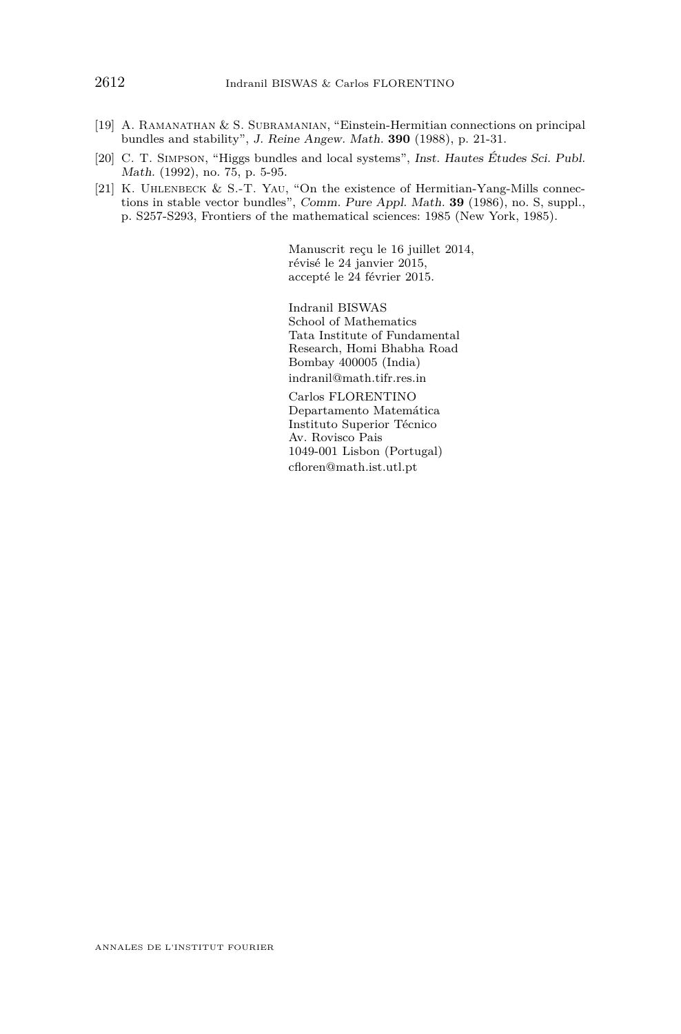[19] A. Ramanathan & S. Subramanian, “Einstein-Hermitian connections on principal bundles and stability”, *J. Reine Angew. Math.* **390** (1988), p. 21-31.

[20] C. T. Simpson, “Higgs bundles and local systems”, *Inst. Hautes Études Sci. Publ. Math.* (1992), no. 75, p. 5-95.

[21] K. Uhlenbeck & S.-T. Yau, “On the existence of Hermitian-Yang-Mills connections in stable vector bundles”, *Comm. Pure Appl. Math.* **39** (1986), no. S, suppl., p. S257-S293, Frontiers of the mathematical sciences: 1985 (New York, 1985).

Manuscrit reçu le 16 juillet 2014,
révisé le 24 janvier 2015,
accepté le 24 février 2015.

Indranil BISWAS
School of Mathematics
Tata Institute of Fundamental Research, Homi Bhabha Road
Bombay 400005 (India)
indranil@math.tifr.res.in

Carlos FLORENTINO
Departamento Matemática
Instituto Superior Técnico
Av. Rovisco Pais
1049-001 Lisbon (Portugal)
cfloren@math.ist.utl.pt